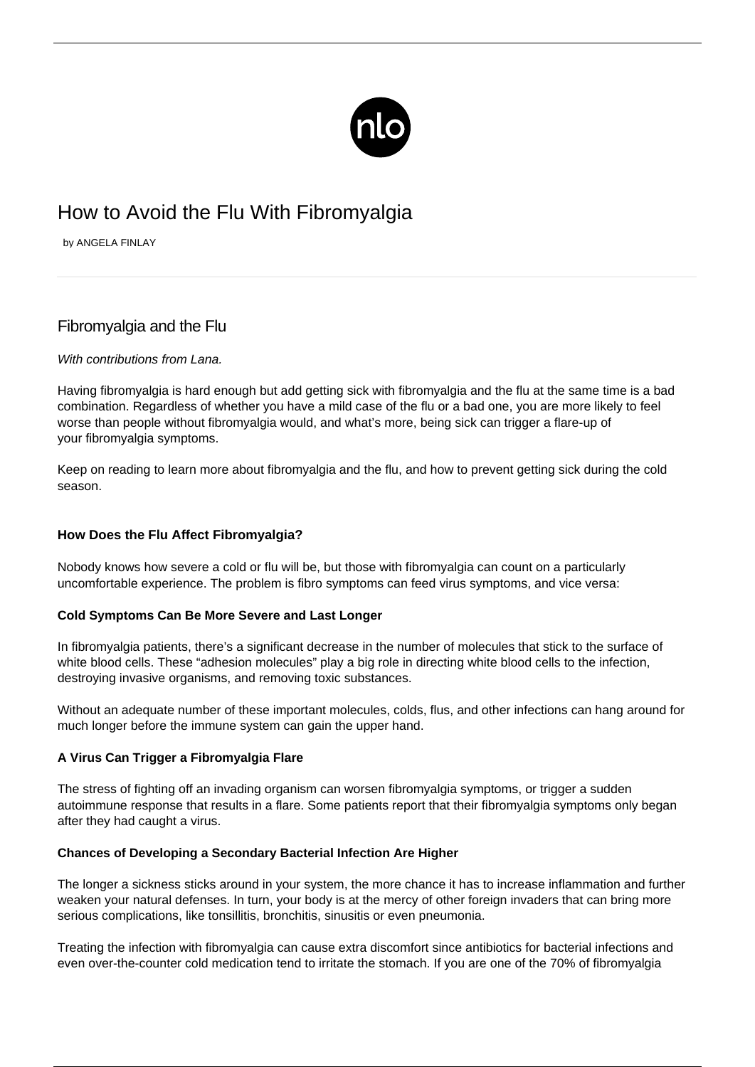# How to Avoid the Flu With Fibromyalgia

by ANGELA FINLAY

## Fibromyalgia and the Flu

*With contributions from Lana.*

Having fibromyalgia is hard enough but add getting sick with fibromyalgia and the flu at the same time is a bad combination. Regardless of whether you have a mild case of the flu or a bad one, you are more likely to feel worse than people without fibromyalgia would, and what's more, being sick can trigger a flare-up of your fibromyalgia symptoms.

Keep on reading to learn more about fibromyalgia and the flu, and how to prevent getting sick during the cold season.

### How Does the Flu Affect Fibromyalgia?

Nobody knows how severe a cold or flu will be, but those with fibromyalgia can count on a particularly uncomfortable experience. The problem is fibro symptoms can feed virus symptoms, and vice versa:

#### Cold Symptoms Can Be More Severe and Last Longer

In fibromyalgia patients, there's a significant decrease in the number of molecules that stick to the surface of white blood cells. These "adhesion molecules" play a big role in directing white blood cells to the infection, destroying invasive organisms, and removing toxic substances.

Without an adequate number of these important molecules, colds, flus, and other infections can hang around for much longer before the immune system can gain the upper hand.

#### A Virus Can Trigger a Fibromyalgia Flare

The stress of fighting off an invading organism can worsen fibromyalgia symptoms, or trigger a sudden autoimmune response that results in a flare. Some patients report that their fibromyalgia symptoms only began after they had caught a virus.

#### Chances of Developing a Secondary Bacterial Infection Are Higher

The longer a sickness sticks around in your system, the more chance it has to increase inflammation and further weaken your natural defenses. In turn, your body is at the mercy of other foreign invaders that can bring more serious complications, like tonsillitis, bronchitis, sinusitis or even pneumonia.

Treating the infection with fibromyalgia can cause extra discomfort since antibiotics for bacterial infections and even over-the-counter cold medication tend to irritate the stomach. If you are one of the 70% of fibromyalgia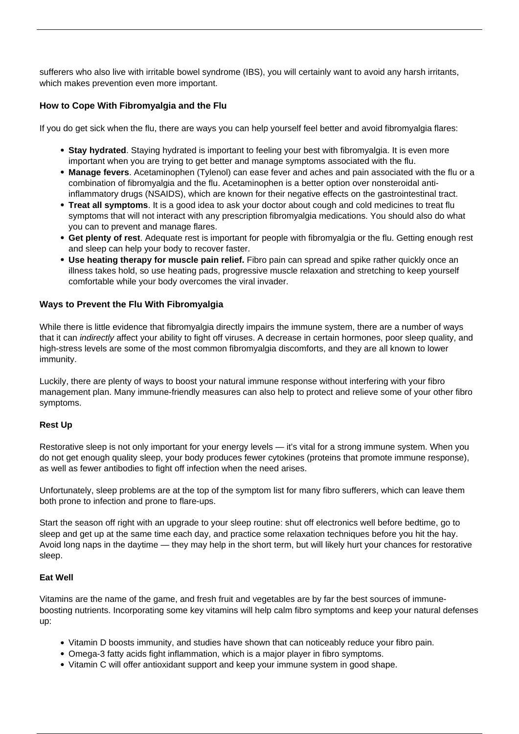sufferers who also live with irritable bowel syndrome (IBS), you will certainly want to avoid any harsh irritants, which makes prevention even more important.

### How to Cope With Fibromyalgia and the Flu

If you do get sick when the flu, there are ways you can help yourself feel better and avoid fibromyalgia flares:

- **Stay hydrated**. Staying hydrated is important to feeling your best with fibromyalgia. It is even more important when you are trying to get better and manage symptoms associated with the flu.
- **Manage fevers**. Acetaminophen (Tylenol) can ease fever and aches and pain associated with the flu or a combination of fibromyalgia and the flu. Acetaminophen is a better option over nonsteroidal anti-inflammatory drugs (NSAIDS), which are known for their negative effects on the gastrointestinal tract.
- **Treat all symptoms**. It is a good idea to ask your doctor about cough and cold medicines to treat flu symptoms that will not interact with any prescription fibromyalgia medications. You should also do what you can to prevent and manage flares.
- **Get plenty of rest**. Adequate rest is important for people with fibromyalgia or the flu. Getting enough rest and sleep can help your body to recover faster.
- **Use heating therapy for muscle pain relief.** Fibro pain can spread and spike rather quickly once an illness takes hold, so use heating pads, progressive muscle relaxation and stretching to keep yourself comfortable while your body overcomes the viral invader.

### Ways to Prevent the Flu With Fibromyalgia

While there is little evidence that fibromyalgia directly impairs the immune system, there are a number of ways that it can *indirectly* affect your ability to fight off viruses. A decrease in certain hormones, poor sleep quality, and high-stress levels are some of the most common fibromyalgia discomforts, and they are all known to lower immunity.

Luckily, there are plenty of ways to boost your natural immune response without interfering with your fibro management plan. Many immune-friendly measures can also help to protect and relieve some of your other fibro symptoms.

#### Rest Up

Restorative sleep is not only important for your energy levels — it's vital for a strong immune system. When you do not get enough quality sleep, your body produces fewer cytokines (proteins that promote immune response), as well as fewer antibodies to fight off infection when the need arises.

Unfortunately, sleep problems are at the top of the symptom list for many fibro sufferers, which can leave them both prone to infection and prone to flare-ups.

Start the season off right with an upgrade to your sleep routine: shut off electronics well before bedtime, go to sleep and get up at the same time each day, and practice some relaxation techniques before you hit the hay. Avoid long naps in the daytime — they may help in the short term, but will likely hurt your chances for restorative sleep.

#### Eat Well

Vitamins are the name of the game, and fresh fruit and vegetables are by far the best sources of immune-boosting nutrients. Incorporating some key vitamins will help calm fibro symptoms and keep your natural defenses up:

- Vitamin D boosts immunity, and studies have shown that can noticeably reduce your fibro pain.
- Omega-3 fatty acids fight inflammation, which is a major player in fibro symptoms.
- Vitamin C will offer antioxidant support and keep your immune system in good shape.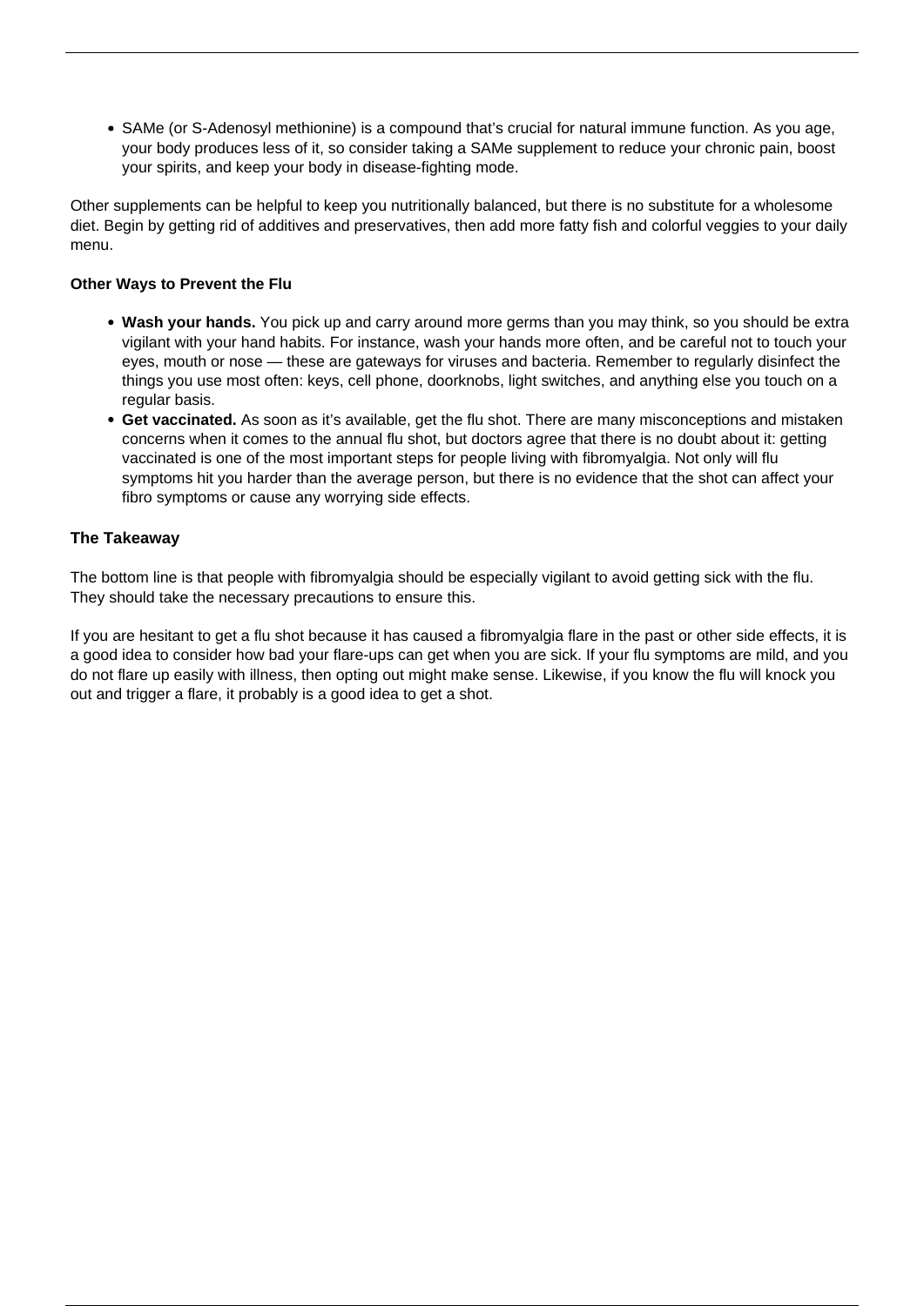- SAMe (or S-Adenosyl methionine) is a compound that's crucial for natural immune function. As you age, your body produces less of it, so consider taking a SAMe supplement to reduce your chronic pain, boost your spirits, and keep your body in disease-fighting mode.

Other supplements can be helpful to keep you nutritionally balanced, but there is no substitute for a wholesome diet. Begin by getting rid of additives and preservatives, then add more fatty fish and colorful veggies to your daily menu.

**Other Ways to Prevent the Flu**

- **Wash your hands.** You pick up and carry around more germs than you may think, so you should be extra vigilant with your hand habits. For instance, wash your hands more often, and be careful not to touch your eyes, mouth or nose — these are gateways for viruses and bacteria. Remember to regularly disinfect the things you use most often: keys, cell phone, doorknobs, light switches, and anything else you touch on a regular basis.
- **Get vaccinated.** As soon as it's available, get the flu shot. There are many misconceptions and mistaken concerns when it comes to the annual flu shot, but doctors agree that there is no doubt about it: getting vaccinated is one of the most important steps for people living with fibromyalgia. Not only will flu symptoms hit you harder than the average person, but there is no evidence that the shot can affect your fibro symptoms or cause any worrying side effects.

**The Takeaway**

The bottom line is that people with fibromyalgia should be especially vigilant to avoid getting sick with the flu. They should take the necessary precautions to ensure this.

If you are hesitant to get a flu shot because it has caused a fibromyalgia flare in the past or other side effects, it is a good idea to consider how bad your flare-ups can get when you are sick. If your flu symptoms are mild, and you do not flare up easily with illness, then opting out might make sense. Likewise, if you know the flu will knock you out and trigger a flare, it probably is a good idea to get a shot.